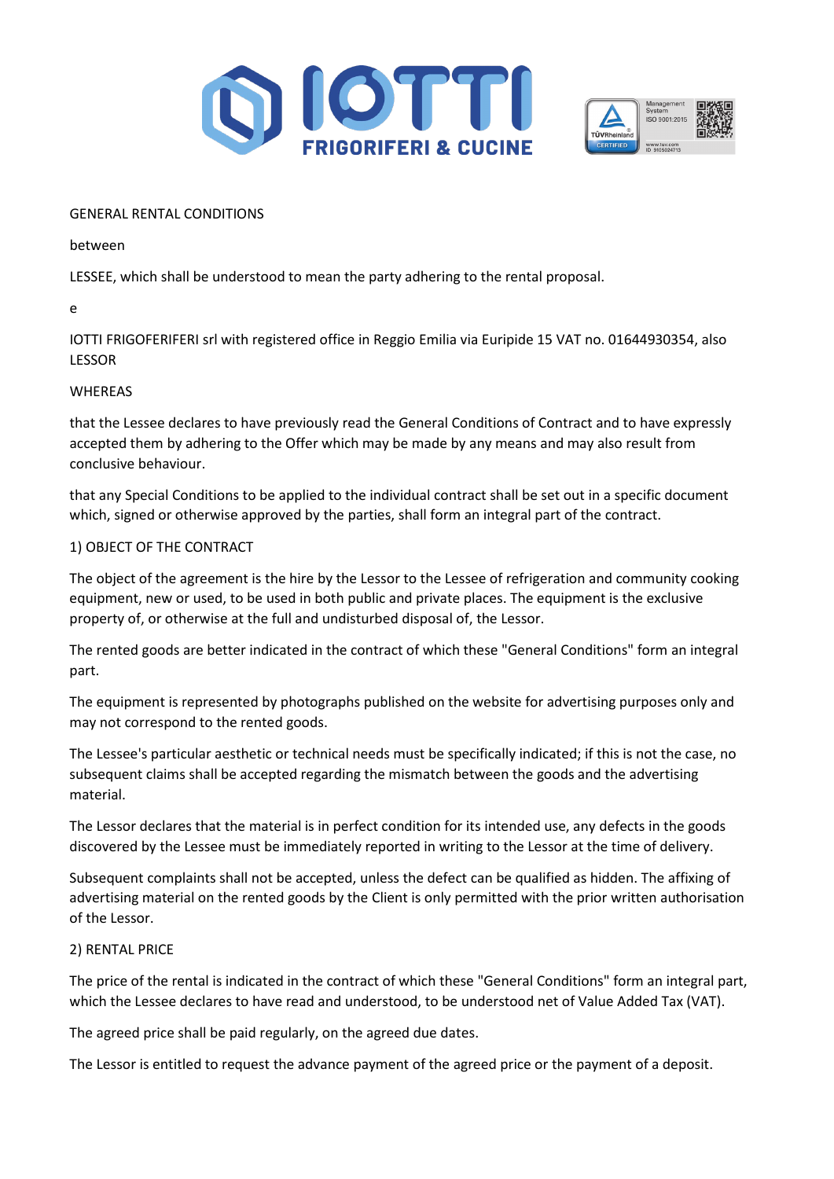GENERAL RENTAL CONDITIONS

between

LESSEE, which shall be understood to mean the party adhering to the rental proposal.

e

IOTTI FRIGOFERIFERI srl with registered office in Reggio Emilia via Euripide 15 VAT no. 01644930354, also LESSOR

WHEREAS

that the Lessee declares to have previously read the General Conditions of Contract and to have expressly accepted them by adhering to the Offer which may be made by any means and may also result from conclusive behaviour.

that any Special Conditions to be applied to the individual contract shall be set out in a specific document which, signed or otherwise approved by the parties, shall form an integral part of the contract.

1) OBJECT OF THE CONTRACT

The object of the agreement is the hire by the Lessor to the Lessee of refrigeration and community cooking equipment, new or used, to be used in both public and private places. The equipment is the exclusive property of, or otherwise at the full and undisturbed disposal of, the Lessor.

The rented goods are better indicated in the contract of which these "General Conditions" form an integral part.

The equipment is represented by photographs published on the website for advertising purposes only and may not correspond to the rented goods.

The Lessee's particular aesthetic or technical needs must be specifically indicated; if this is not the case, no subsequent claims shall be accepted regarding the mismatch between the goods and the advertising material.

The Lessor declares that the material is in perfect condition for its intended use, any defects in the goods discovered by the Lessee must be immediately reported in writing to the Lessor at the time of delivery.

Subsequent complaints shall not be accepted, unless the defect can be qualified as hidden. The affixing of advertising material on the rented goods by the Client is only permitted with the prior written authorisation of the Lessor.

2) RENTAL PRICE

The price of the rental is indicated in the contract of which these "General Conditions" form an integral part, which the Lessee declares to have read and understood, to be understood net of Value Added Tax (VAT).

The agreed price shall be paid regularly, on the agreed due dates.

The Lessor is entitled to request the advance payment of the agreed price or the payment of a deposit.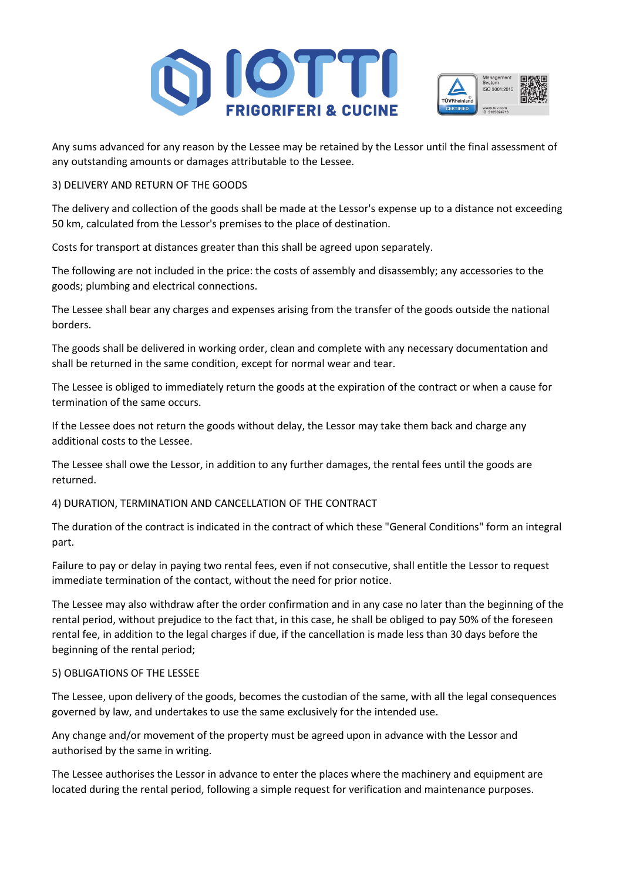Any sums advanced for any reason by the Lessee may be retained by the Lessor until the final assessment of any outstanding amounts or damages attributable to the Lessee.

3) DELIVERY AND RETURN OF THE GOODS

The delivery and collection of the goods shall be made at the Lessor's expense up to a distance not exceeding 50 km, calculated from the Lessor's premises to the place of destination.

Costs for transport at distances greater than this shall be agreed upon separately.

The following are not included in the price: the costs of assembly and disassembly; any accessories to the goods; plumbing and electrical connections.

The Lessee shall bear any charges and expenses arising from the transfer of the goods outside the national borders.

The goods shall be delivered in working order, clean and complete with any necessary documentation and shall be returned in the same condition, except for normal wear and tear.

The Lessee is obliged to immediately return the goods at the expiration of the contract or when a cause for termination of the same occurs.

If the Lessee does not return the goods without delay, the Lessor may take them back and charge any additional costs to the Lessee.

The Lessee shall owe the Lessor, in addition to any further damages, the rental fees until the goods are returned.

4) DURATION, TERMINATION AND CANCELLATION OF THE CONTRACT

The duration of the contract is indicated in the contract of which these "General Conditions" form an integral part.

Failure to pay or delay in paying two rental fees, even if not consecutive, shall entitle the Lessor to request immediate termination of the contact, without the need for prior notice.

The Lessee may also withdraw after the order confirmation and in any case no later than the beginning of the rental period, without prejudice to the fact that, in this case, he shall be obliged to pay 50% of the foreseen rental fee, in addition to the legal charges if due, if the cancellation is made less than 30 days before the beginning of the rental period;

5) OBLIGATIONS OF THE LESSEE

The Lessee, upon delivery of the goods, becomes the custodian of the same, with all the legal consequences governed by law, and undertakes to use the same exclusively for the intended use.

Any change and/or movement of the property must be agreed upon in advance with the Lessor and authorised by the same in writing.

The Lessee authorises the Lessor in advance to enter the places where the machinery and equipment are located during the rental period, following a simple request for verification and maintenance purposes.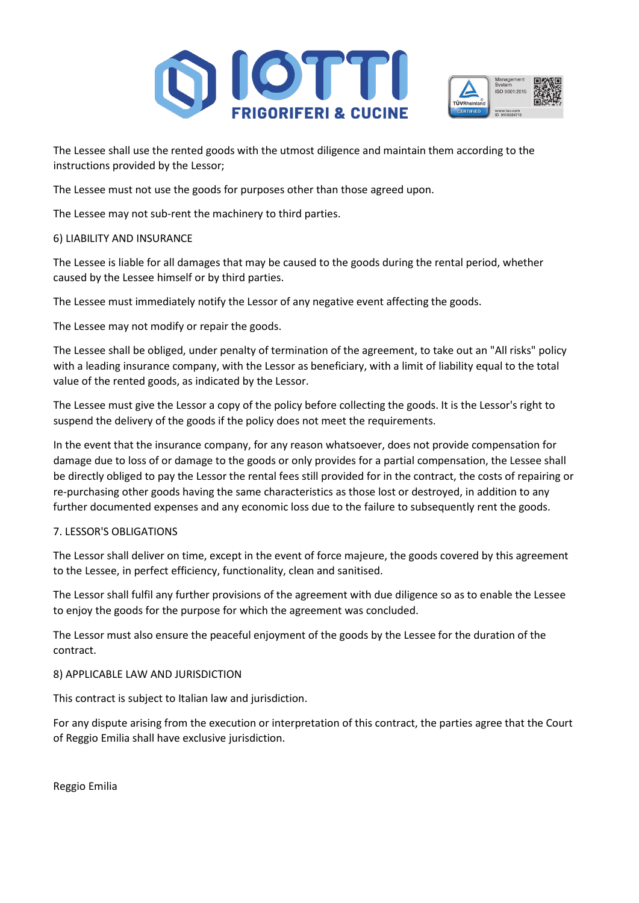The Lessee shall use the rented goods with the utmost diligence and maintain them according to the instructions provided by the Lessor;

The Lessee must not use the goods for purposes other than those agreed upon.

The Lessee may not sub-rent the machinery to third parties.

6) LIABILITY AND INSURANCE

The Lessee is liable for all damages that may be caused to the goods during the rental period, whether caused by the Lessee himself or by third parties.

The Lessee must immediately notify the Lessor of any negative event affecting the goods.

The Lessee may not modify or repair the goods.

The Lessee shall be obliged, under penalty of termination of the agreement, to take out an "All risks" policy with a leading insurance company, with the Lessor as beneficiary, with a limit of liability equal to the total value of the rented goods, as indicated by the Lessor.

The Lessee must give the Lessor a copy of the policy before collecting the goods. It is the Lessor's right to suspend the delivery of the goods if the policy does not meet the requirements.

In the event that the insurance company, for any reason whatsoever, does not provide compensation for damage due to loss of or damage to the goods or only provides for a partial compensation, the Lessee shall be directly obliged to pay the Lessor the rental fees still provided for in the contract, the costs of repairing or re-purchasing other goods having the same characteristics as those lost or destroyed, in addition to any further documented expenses and any economic loss due to the failure to subsequently rent the goods.

7. LESSOR'S OBLIGATIONS

The Lessor shall deliver on time, except in the event of force majeure, the goods covered by this agreement to the Lessee, in perfect efficiency, functionality, clean and sanitised.

The Lessor shall fulfil any further provisions of the agreement with due diligence so as to enable the Lessee to enjoy the goods for the purpose for which the agreement was concluded.

The Lessor must also ensure the peaceful enjoyment of the goods by the Lessee for the duration of the contract.

8) APPLICABLE LAW AND JURISDICTION

This contract is subject to Italian law and jurisdiction.

For any dispute arising from the execution or interpretation of this contract, the parties agree that the Court of Reggio Emilia shall have exclusive jurisdiction.

Reggio Emilia